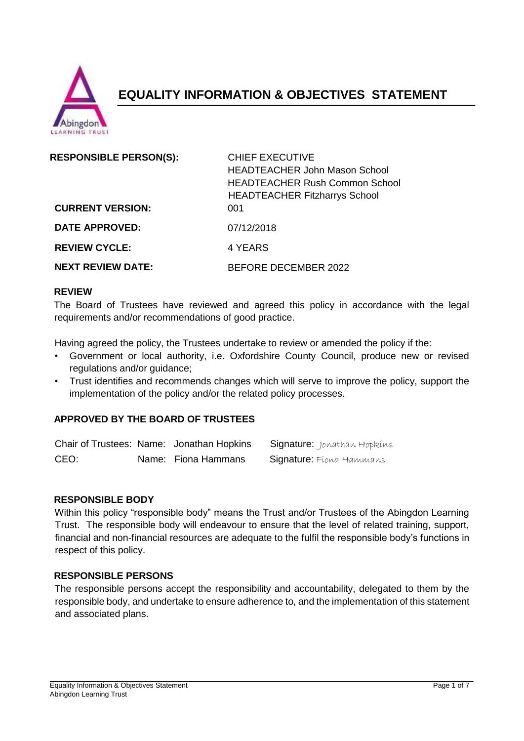# EQUALITY INFORMATION & OBJECTIVES STATEMENT

| | |
|---|---|
| **RESPONSIBLE PERSON(S):** | CHIEF EXECUTIVE<br>HEADTEACHER John Mason School<br>HEADTEACHER Rush Common School<br>HEADTEACHER Fitzharrys School |
| **CURRENT VERSION:** | 001 |
| **DATE APPROVED:** | 07/12/2018 |
| **REVIEW CYCLE:** | 4 YEARS |
| **NEXT REVIEW DATE:** | BEFORE DECEMBER 2022 |

## REVIEW

The Board of Trustees have reviewed and agreed this policy in accordance with the legal requirements and/or recommendations of good practice.

Having agreed the policy, the Trustees undertake to review or amended the policy if the:

- Government or local authority, i.e. Oxfordshire County Council, produce new or revised regulations and/or guidance;
- Trust identifies and recommends changes which will serve to improve the policy, support the implementation of the policy and/or the related policy processes.

## APPROVED BY THE BOARD OF TRUSTEES

| | | |
|---|---|---|
| Chair of Trustees: | Name: Jonathan Hopkins | Signature: Jonathan Hopkins |
| CEO: | Name: Fiona Hammans | Signature: Fiona Hammans |

## RESPONSIBLE BODY

Within this policy "responsible body" means the Trust and/or Trustees of the Abingdon Learning Trust. The responsible body will endeavour to ensure that the level of related training, support, financial and non-financial resources are adequate to the fulfil the responsible body's functions in respect of this policy.

## RESPONSIBLE PERSONS

The responsible persons accept the responsibility and accountability, delegated to them by the responsible body, and undertake to ensure adherence to, and the implementation of this statement and associated plans.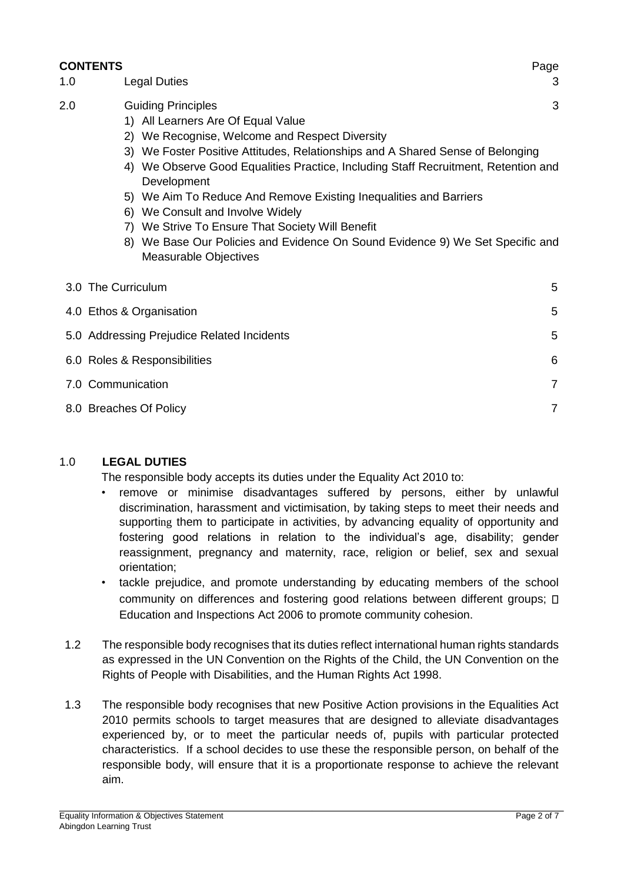**CONTENTS** Page

| | | Page |
|---|---|---|
| 1.0 | Legal Duties | 3 |
| 2.0 | Guiding Principles | 3 |

1) All Learners Are Of Equal Value
2) We Recognise, Welcome and Respect Diversity
3) We Foster Positive Attitudes, Relationships and A Shared Sense of Belonging
4) We Observe Good Equalities Practice, Including Staff Recruitment, Retention and Development
5) We Aim To Reduce And Remove Existing Inequalities and Barriers
6) We Consult and Involve Widely
7) We Strive To Ensure That Society Will Benefit
8) We Base Our Policies and Evidence On Sound Evidence 9) We Set Specific and Measurable Objectives

| | |
|---|---|
| 3.0 The Curriculum | 5 |
| 4.0 Ethos & Organisation | 5 |
| 5.0 Addressing Prejudice Related Incidents | 5 |
| 6.0 Roles & Responsibilities | 6 |
| 7.0 Communication | 7 |
| 8.0 Breaches Of Policy | 7 |

## 1.0 LEGAL DUTIES

The responsible body accepts its duties under the Equality Act 2010 to:

- remove or minimise disadvantages suffered by persons, either by unlawful discrimination, harassment and victimisation, by taking steps to meet their needs and supporting them to participate in activities, by advancing equality of opportunity and fostering good relations in relation to the individual's age, disability; gender reassignment, pregnancy and maternity, race, religion or belief, sex and sexual orientation;
- tackle prejudice, and promote understanding by educating members of the school community on differences and fostering good relations between different groups;  Education and Inspections Act 2006 to promote community cohesion.

1.2 The responsible body recognises that its duties reflect international human rights standards as expressed in the UN Convention on the Rights of the Child, the UN Convention on the Rights of People with Disabilities, and the Human Rights Act 1998.

1.3 The responsible body recognises that new Positive Action provisions in the Equalities Act 2010 permits schools to target measures that are designed to alleviate disadvantages experienced by, or to meet the particular needs of, pupils with particular protected characteristics. If a school decides to use these the responsible person, on behalf of the responsible body, will ensure that it is a proportionate response to achieve the relevant aim.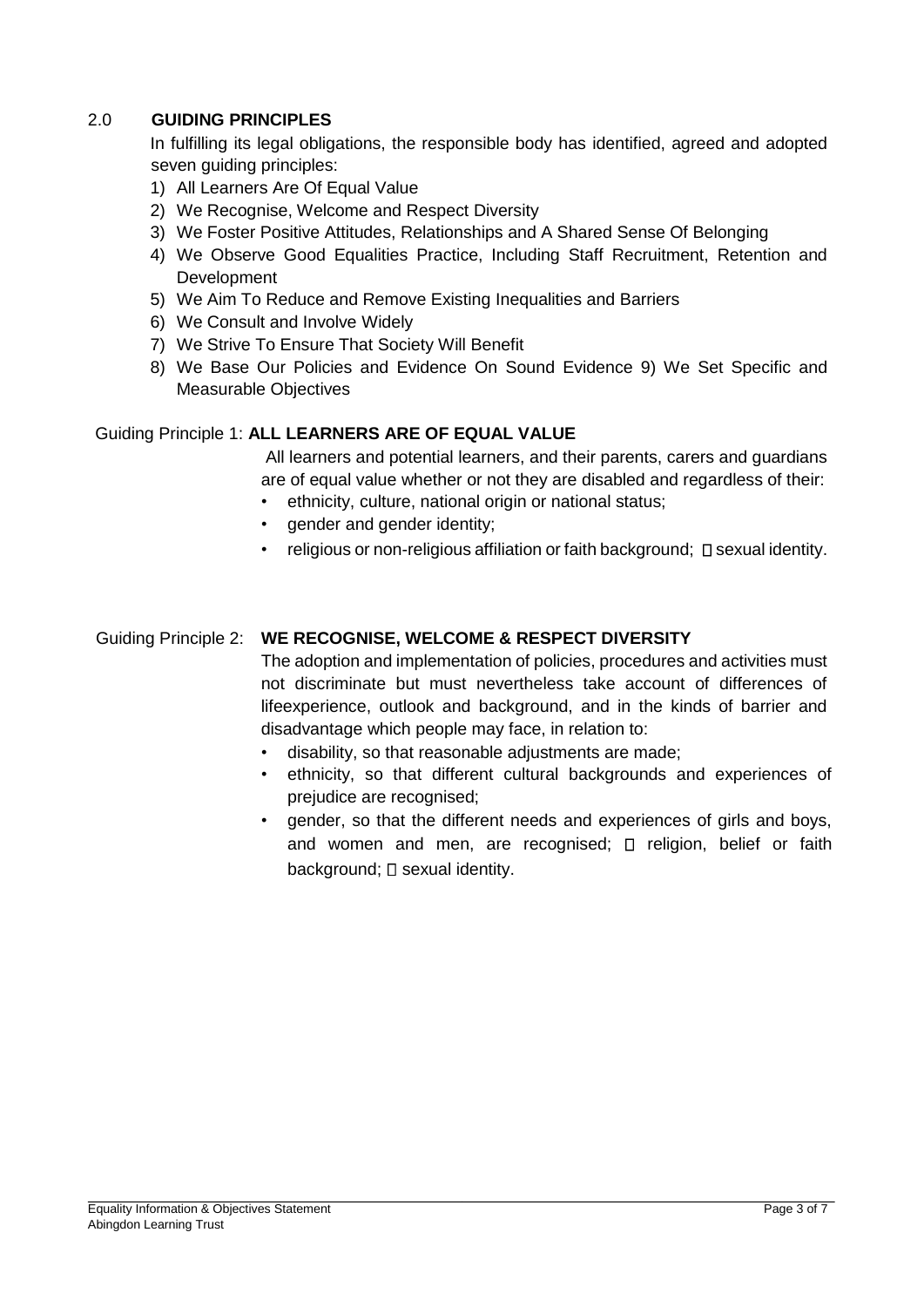## 2.0 GUIDING PRINCIPLES

In fulfilling its legal obligations, the responsible body has identified, agreed and adopted seven guiding principles:

1) All Learners Are Of Equal Value
2) We Recognise, Welcome and Respect Diversity
3) We Foster Positive Attitudes, Relationships and A Shared Sense Of Belonging
4) We Observe Good Equalities Practice, Including Staff Recruitment, Retention and Development
5) We Aim To Reduce and Remove Existing Inequalities and Barriers
6) We Consult and Involve Widely
7) We Strive To Ensure That Society Will Benefit
8) We Base Our Policies and Evidence On Sound Evidence 9) We Set Specific and Measurable Objectives

Guiding Principle 1: **ALL LEARNERS ARE OF EQUAL VALUE**

All learners and potential learners, and their parents, carers and guardians are of equal value whether or not they are disabled and regardless of their:

- ethnicity, culture, national origin or national status;
- gender and gender identity;
- religious or non-religious affiliation or faith background;  sexual identity.

Guiding Principle 2: **WE RECOGNISE, WELCOME & RESPECT DIVERSITY**

The adoption and implementation of policies, procedures and activities must not discriminate but must nevertheless take account of differences of lifeexperience, outlook and background, and in the kinds of barrier and disadvantage which people may face, in relation to:

- disability, so that reasonable adjustments are made;
- ethnicity, so that different cultural backgrounds and experiences of prejudice are recognised;
- gender, so that the different needs and experiences of girls and boys, and women and men, are recognised;  religion, belief or faith background;  sexual identity.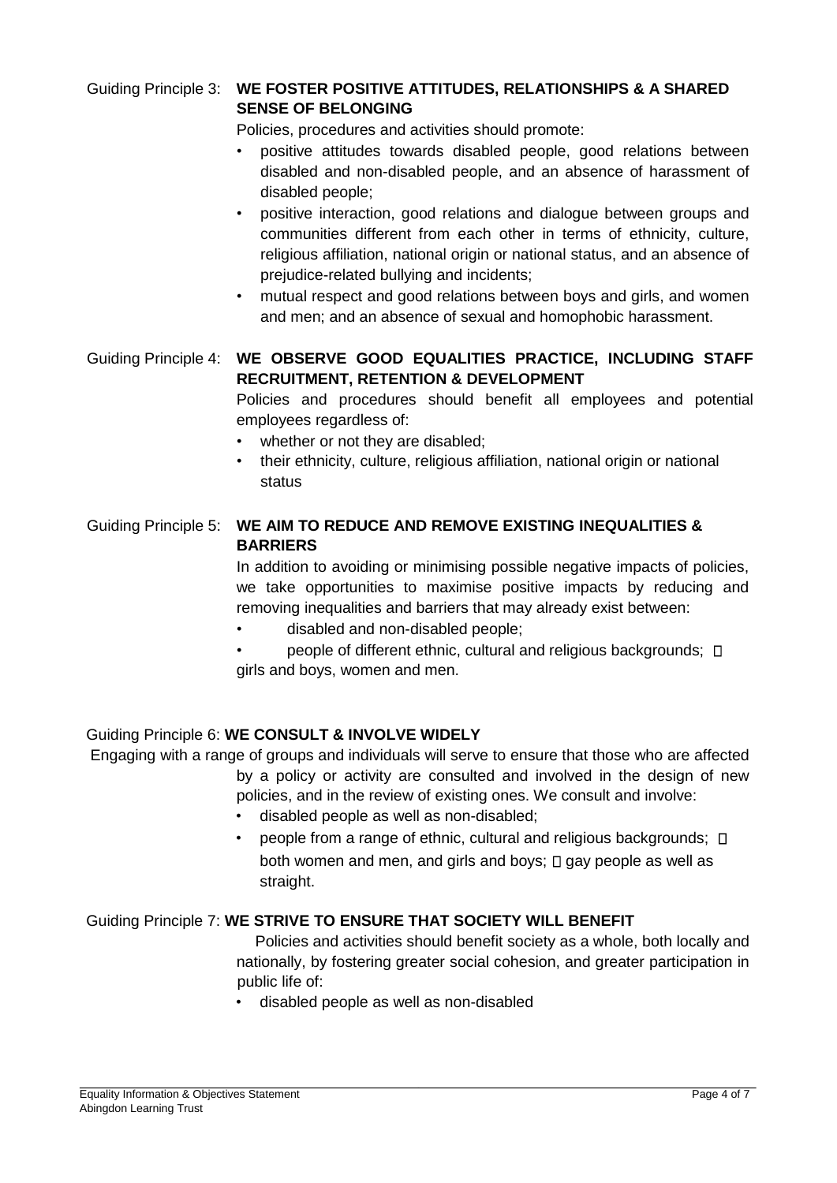Guiding Principle 3: **WE FOSTER POSITIVE ATTITUDES, RELATIONSHIPS & A SHARED SENSE OF BELONGING**

Policies, procedures and activities should promote:

- positive attitudes towards disabled people, good relations between disabled and non-disabled people, and an absence of harassment of disabled people;
- positive interaction, good relations and dialogue between groups and communities different from each other in terms of ethnicity, culture, religious affiliation, national origin or national status, and an absence of prejudice-related bullying and incidents;
- mutual respect and good relations between boys and girls, and women and men; and an absence of sexual and homophobic harassment.

Guiding Principle 4: **WE OBSERVE GOOD EQUALITIES PRACTICE, INCLUDING STAFF RECRUITMENT, RETENTION & DEVELOPMENT**

Policies and procedures should benefit all employees and potential employees regardless of:

- whether or not they are disabled;
- their ethnicity, culture, religious affiliation, national origin or national status

Guiding Principle 5: **WE AIM TO REDUCE AND REMOVE EXISTING INEQUALITIES & BARRIERS**

In addition to avoiding or minimising possible negative impacts of policies, we take opportunities to maximise positive impacts by reducing and removing inequalities and barriers that may already exist between:

- disabled and non-disabled people;
- people of different ethnic, cultural and religious backgrounds;
- girls and boys, women and men.

Guiding Principle 6: **WE CONSULT & INVOLVE WIDELY**

Engaging with a range of groups and individuals will serve to ensure that those who are affected by a policy or activity are consulted and involved in the design of new policies, and in the review of existing ones. We consult and involve:

- disabled people as well as non-disabled;
- people from a range of ethnic, cultural and religious backgrounds;
- both women and men, and girls and boys;
- gay people as well as straight.

Guiding Principle 7: **WE STRIVE TO ENSURE THAT SOCIETY WILL BENEFIT**

Policies and activities should benefit society as a whole, both locally and nationally, by fostering greater social cohesion, and greater participation in public life of:

- disabled people as well as non-disabled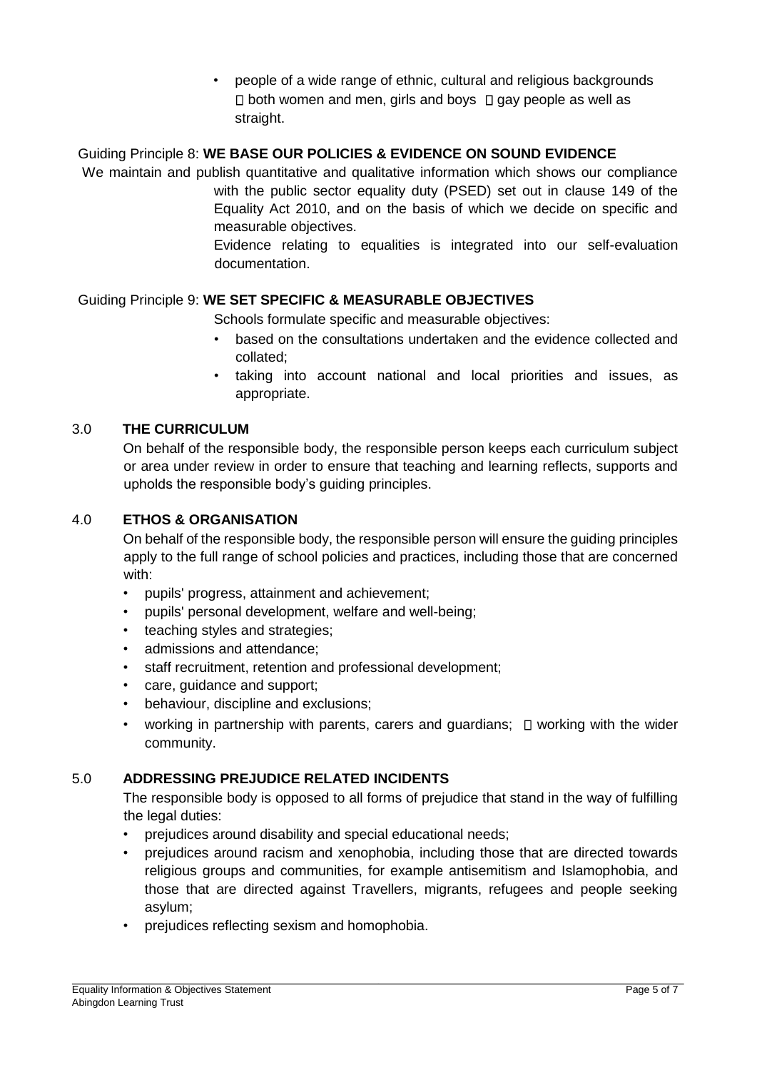- people of a wide range of ethnic, cultural and religious backgrounds
- both women and men, girls and boys
- gay people as well as straight.

Guiding Principle 8: **WE BASE OUR POLICIES & EVIDENCE ON SOUND EVIDENCE**

We maintain and publish quantitative and qualitative information which shows our compliance with the public sector equality duty (PSED) set out in clause 149 of the Equality Act 2010, and on the basis of which we decide on specific and measurable objectives.

Evidence relating to equalities is integrated into our self-evaluation documentation.

Guiding Principle 9: **WE SET SPECIFIC & MEASURABLE OBJECTIVES**

Schools formulate specific and measurable objectives:

- based on the consultations undertaken and the evidence collected and collated;
- taking into account national and local priorities and issues, as appropriate.

## 3.0 THE CURRICULUM

On behalf of the responsible body, the responsible person keeps each curriculum subject or area under review in order to ensure that teaching and learning reflects, supports and upholds the responsible body's guiding principles.

## 4.0 ETHOS & ORGANISATION

On behalf of the responsible body, the responsible person will ensure the guiding principles apply to the full range of school policies and practices, including those that are concerned with:

- pupils' progress, attainment and achievement;
- pupils' personal development, welfare and well-being;
- teaching styles and strategies;
- admissions and attendance;
- staff recruitment, retention and professional development;
- care, guidance and support;
- behaviour, discipline and exclusions;
- working in partnership with parents, carers and guardians;
- working with the wider community.

## 5.0 ADDRESSING PREJUDICE RELATED INCIDENTS

The responsible body is opposed to all forms of prejudice that stand in the way of fulfilling the legal duties:

- prejudices around disability and special educational needs;
- prejudices around racism and xenophobia, including those that are directed towards religious groups and communities, for example antisemitism and Islamophobia, and those that are directed against Travellers, migrants, refugees and people seeking asylum;
- prejudices reflecting sexism and homophobia.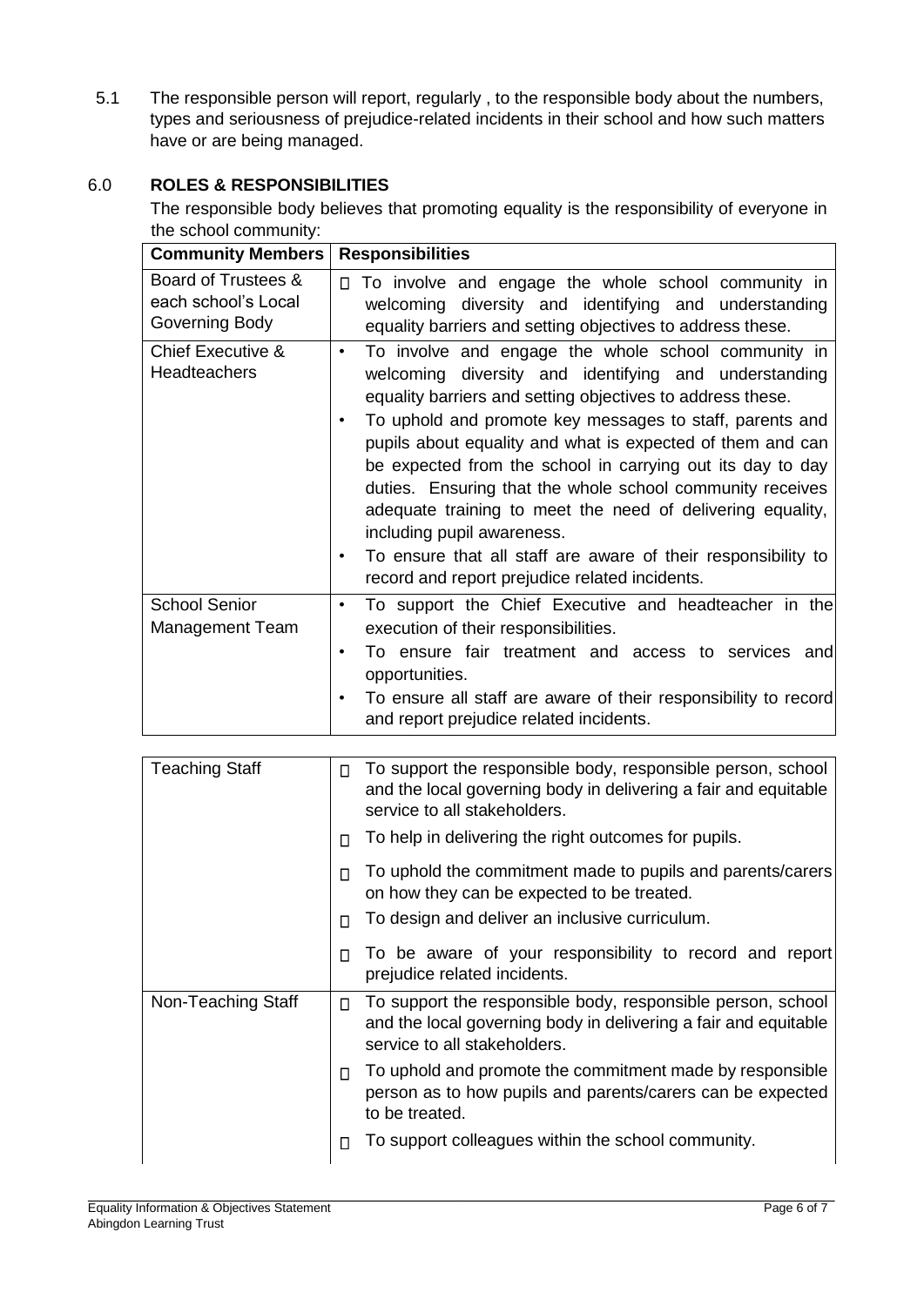5.1 The responsible person will report, regularly , to the responsible body about the numbers, types and seriousness of prejudice-related incidents in their school and how such matters have or are being managed.

## 6.0 ROLES & RESPONSIBILITIES

The responsible body believes that promoting equality is the responsibility of everyone in the school community:

| Community Members | Responsibilities |
|---|---|
| Board of Trustees & each school's Local Governing Body | • To involve and engage the whole school community in welcoming diversity and identifying and understanding equality barriers and setting objectives to address these. |
| Chief Executive & Headteachers | • To involve and engage the whole school community in welcoming diversity and identifying and understanding equality barriers and setting objectives to address these.<br>• To uphold and promote key messages to staff, parents and pupils about equality and what is expected of them and can be expected from the school in carrying out its day to day duties. Ensuring that the whole school community receives adequate training to meet the need of delivering equality, including pupil awareness.<br>• To ensure that all staff are aware of their responsibility to record and report prejudice related incidents. |
| School Senior Management Team | • To support the Chief Executive and headteacher in the execution of their responsibilities.<br>• To ensure fair treatment and access to services and opportunities.<br>• To ensure all staff are aware of their responsibility to record and report prejudice related incidents. |
| Teaching Staff | • To support the responsible body, responsible person, school and the local governing body in delivering a fair and equitable service to all stakeholders.<br>• To help in delivering the right outcomes for pupils.<br>• To uphold the commitment made to pupils and parents/carers on how they can be expected to be treated.<br>• To design and deliver an inclusive curriculum.<br>• To be aware of your responsibility to record and report prejudice related incidents. |
| Non-Teaching Staff | • To support the responsible body, responsible person, school and the local governing body in delivering a fair and equitable service to all stakeholders.<br>• To uphold and promote the commitment made by responsible person as to how pupils and parents/carers can be expected to be treated.<br>• To support colleagues within the school community. |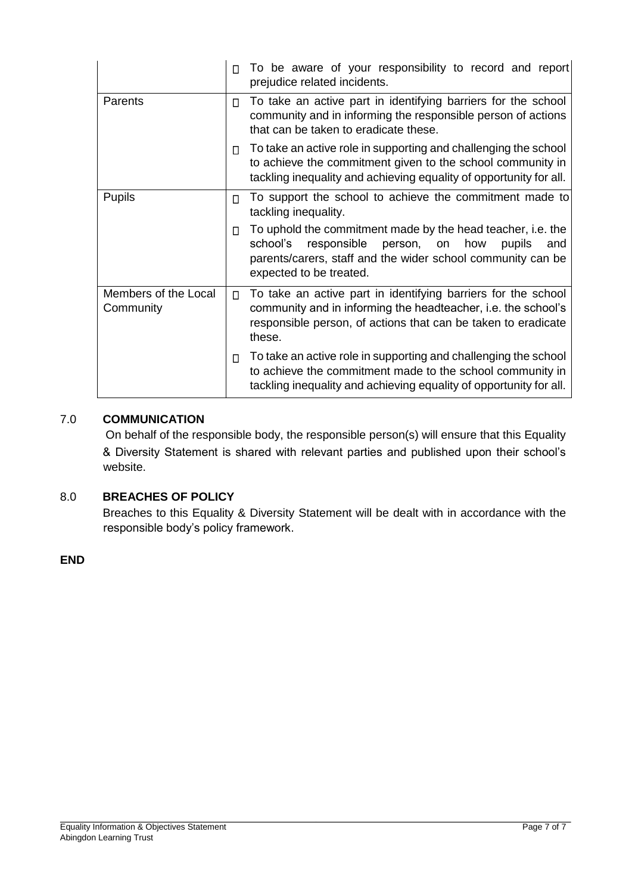| | |
|---|---|
| | - To be aware of your responsibility to record and report prejudice related incidents. |
| Parents | - To take an active part in identifying barriers for the school community and in informing the responsible person of actions that can be taken to eradicate these.<br>- To take an active role in supporting and challenging the school to achieve the commitment given to the school community in tackling inequality and achieving equality of opportunity for all. |
| Pupils | - To support the school to achieve the commitment made to tackling inequality.<br>- To uphold the commitment made by the head teacher, i.e. the school's responsible person, on how pupils and parents/carers, staff and the wider school community can be expected to be treated. |
| Members of the Local Community | - To take an active part in identifying barriers for the school community and in informing the headteacher, i.e. the school's responsible person, of actions that can be taken to eradicate these.<br>- To take an active role in supporting and challenging the school to achieve the commitment made to the school community in tackling inequality and achieving equality of opportunity for all. |

## 7.0 COMMUNICATION

On behalf of the responsible body, the responsible person(s) will ensure that this Equality & Diversity Statement is shared with relevant parties and published upon their school's website.

## 8.0 BREACHES OF POLICY

Breaches to this Equality & Diversity Statement will be dealt with in accordance with the responsible body's policy framework.

**END**